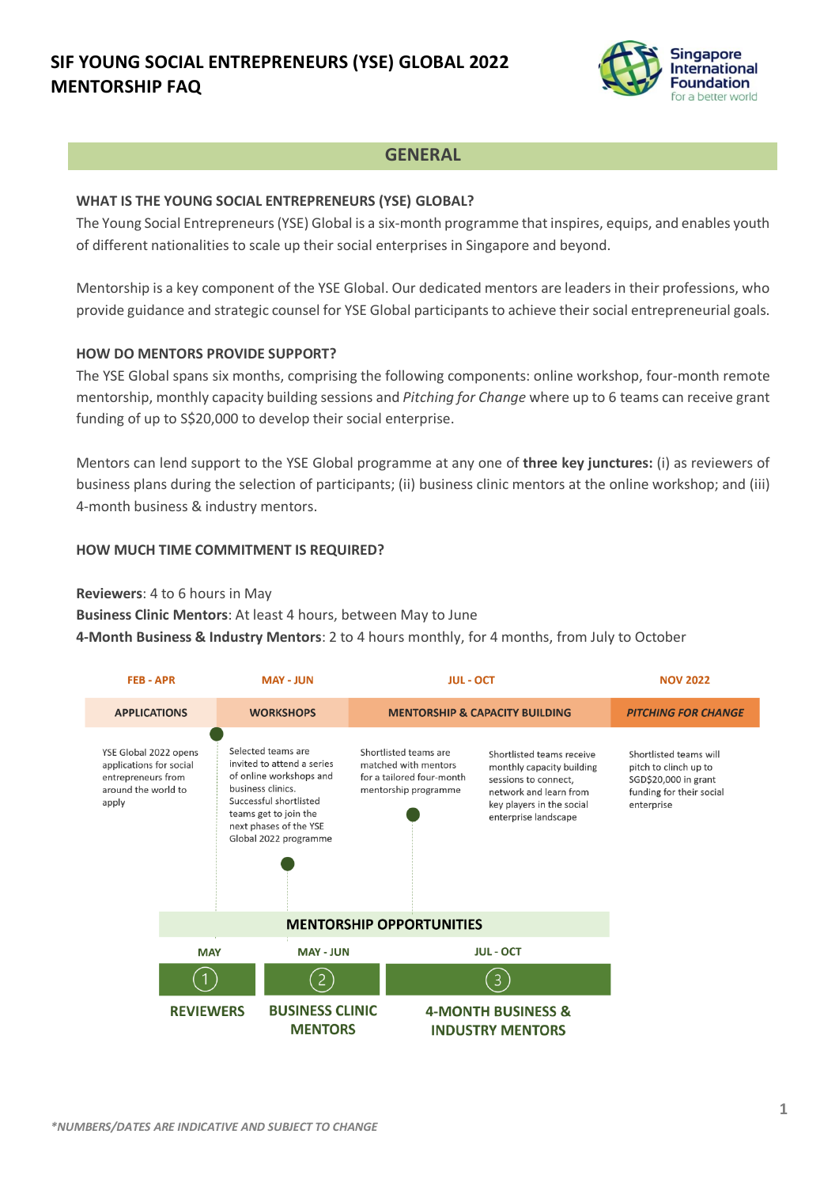# SIF YOUNG SOCIAL ENTREPRENEURS (YSE) GLOBAL 2022 MENTORSHIP FAQ

## GENERAL

### WHAT IS THE YOUNG SOCIAL ENTREPRENEURS (YSE) GLOBAL?

The Young Social Entrepreneurs (YSE) Global is a six-month programme that inspires, equips, and enables youth of different nationalities to scale up their social enterprises in Singapore and beyond.

Mentorship is a key component of the YSE Global. Our dedicated mentors are leaders in their professions, who provide guidance and strategic counsel for YSE Global participants to achieve their social entrepreneurial goals.

### HOW DO MENTORS PROVIDE SUPPORT?

The YSE Global spans six months, comprising the following components: online workshop, four-month remote mentorship, monthly capacity building sessions and *Pitching for Change* where up to 6 teams can receive grant funding of up to S$20,000 to develop their social enterprise.

Mentors can lend support to the YSE Global programme at any one of **three key junctures:** (i) as reviewers of business plans during the selection of participants; (ii) business clinic mentors at the online workshop; and (iii) 4-month business & industry mentors.

### HOW MUCH TIME COMMITMENT IS REQUIRED?

**Reviewers**: 4 to 6 hours in May
**Business Clinic Mentors**: At least 4 hours, between May to June
**4-Month Business & Industry Mentors**: 2 to 4 hours monthly, for 4 months, from July to October

| FEB - APR | MAY - JUN | JUL - OCT | NOV 2022 |
|---|---|---|---|
| **APPLICATIONS** | **WORKSHOPS** | **MENTORSHIP & CAPACITY BUILDING** | ***PITCHING FOR CHANGE*** |
| YSE Global 2022 opens applications for social entrepreneurs from around the world to apply | Selected teams are invited to attend a series of online workshops and business clinics. Successful shortlisted teams get to join the next phases of the YSE Global 2022 programme | Shortlisted teams are matched with mentors for a tailored four-month mentorship programme. Shortlisted teams receive monthly capacity building sessions to connect, network and learn from key players in the social enterprise landscape | Shortlisted teams will pitch to clinch up to SGD$20,000 in grant funding for their social enterprise |

**MENTORSHIP OPPORTUNITIES**

| MAY | MAY - JUN | JUL - OCT |
|---|---|---|
| 1 | 2 | 3 |
| **REVIEWERS** | **BUSINESS CLINIC MENTORS** | **4-MONTH BUSINESS & INDUSTRY MENTORS** |

**\*NUMBERS/DATES ARE INDICATIVE AND SUBJECT TO CHANGE**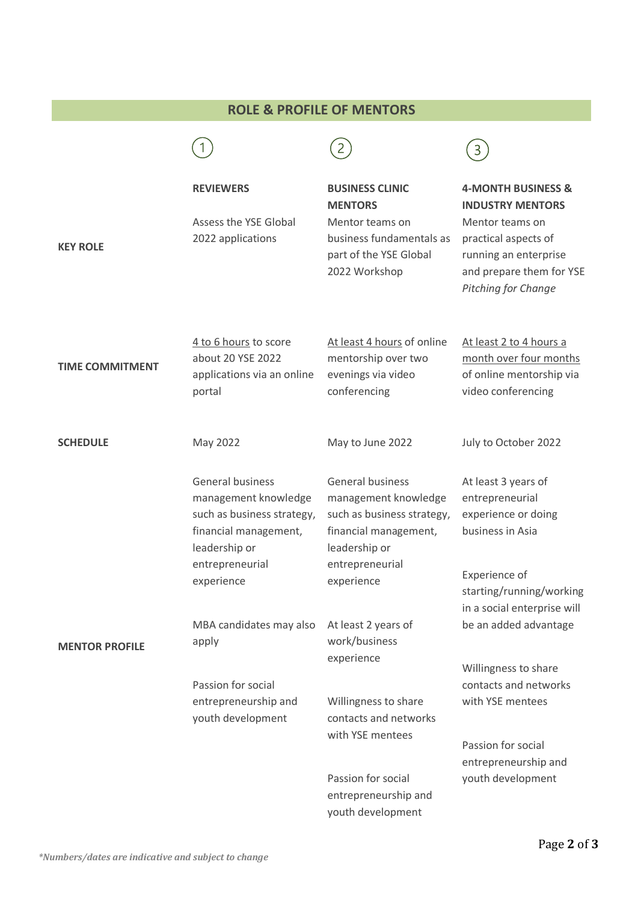## ROLE & PROFILE OF MENTORS

| | 1 | 2 | 3 |
|---|---|---|---|
| **KEY ROLE** | **REVIEWERS**<br><br>Assess the YSE Global 2022 applications | **BUSINESS CLINIC MENTORS**<br>Mentor teams on business fundamentals as part of the YSE Global 2022 Workshop | **4-MONTH BUSINESS & INDUSTRY MENTORS**<br>Mentor teams on practical aspects of running an enterprise and prepare them for YSE *Pitching for Change* |
| **TIME COMMITMENT** | 4 to 6 hours to score about 20 YSE 2022 applications via an online portal | At least 4 hours of online mentorship over two evenings via video conferencing | At least 2 to 4 hours a month over four months of online mentorship via video conferencing |
| **SCHEDULE** | May 2022 | May to June 2022 | July to October 2022 |
| **MENTOR PROFILE** | General business management knowledge such as business strategy, financial management, leadership or entrepreneurial experience<br><br>MBA candidates may also apply<br><br>Passion for social entrepreneurship and youth development | General business management knowledge such as business strategy, financial management, leadership or entrepreneurial experience<br><br>At least 2 years of work/business experience<br><br>Willingness to share contacts and networks with YSE mentees<br><br>Passion for social entrepreneurship and youth development | At least 3 years of entrepreneurial experience or doing business in Asia<br><br>Experience of starting/running/working in a social enterprise will be an added advantage<br><br>Willingness to share contacts and networks with YSE mentees<br><br>Passion for social entrepreneurship and youth development |

***Numbers/dates are indicative and subject to change***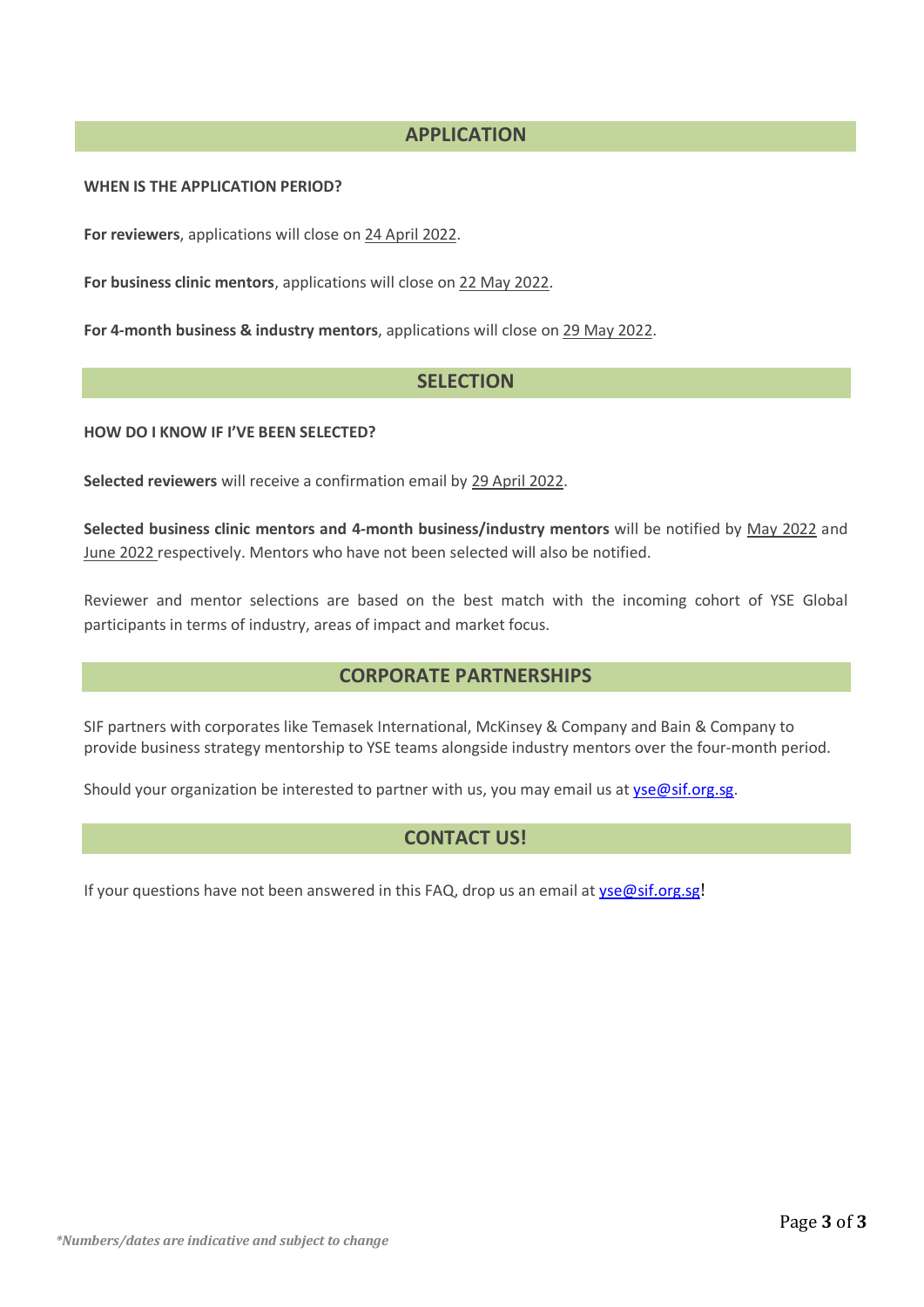## APPLICATION

**WHEN IS THE APPLICATION PERIOD?**

**For reviewers**, applications will close on 24 April 2022.

**For business clinic mentors**, applications will close on 22 May 2022.

**For 4-month business & industry mentors**, applications will close on 29 May 2022.

## SELECTION

**HOW DO I KNOW IF I'VE BEEN SELECTED?**

**Selected reviewers** will receive a confirmation email by 29 April 2022.

**Selected business clinic mentors and 4-month business/industry mentors** will be notified by May 2022 and June 2022 respectively. Mentors who have not been selected will also be notified.

Reviewer and mentor selections are based on the best match with the incoming cohort of YSE Global participants in terms of industry, areas of impact and market focus.

## CORPORATE PARTNERSHIPS

SIF partners with corporates like Temasek International, McKinsey & Company and Bain & Company to provide business strategy mentorship to YSE teams alongside industry mentors over the four-month period.

Should your organization be interested to partner with us, you may email us at yse@sif.org.sg.

## CONTACT US!

If your questions have not been answered in this FAQ, drop us an email at yse@sif.org.sg!

*\*Numbers/dates are indicative and subject to change*